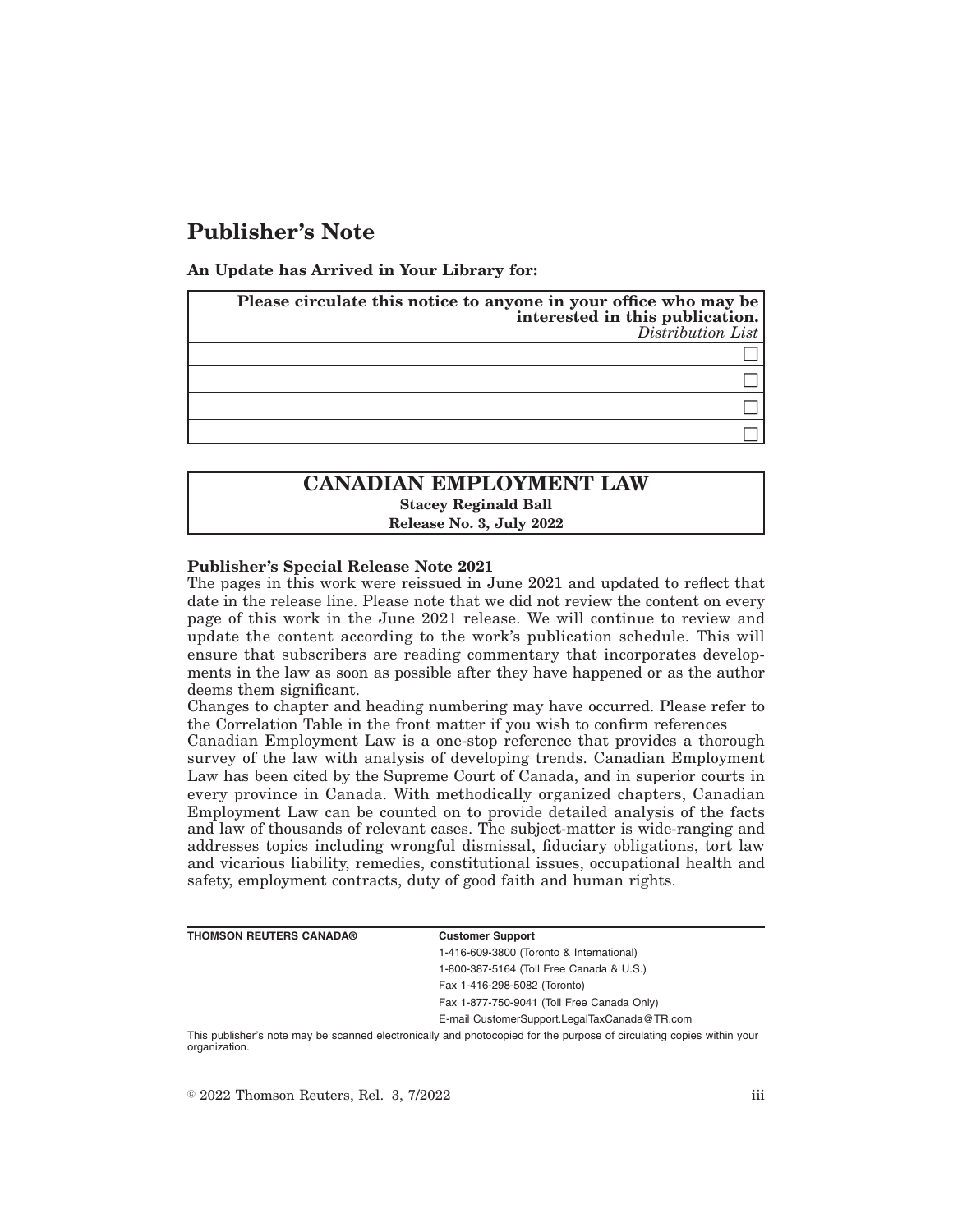# Publisher's Note

**An Update has Arrived in Your Library for:**

| **Please circulate this notice to anyone in your office who may be interested in this publication.** *Distribution List* |
| --- |
| ☐ |
| ☐ |
| ☐ |
| ☐ |

## CANADIAN EMPLOYMENT LAW

**Stacey Reginald Ball**

**Release No. 3, July 2022**

**Publisher's Special Release Note 2021**

The pages in this work were reissued in June 2021 and updated to reflect that date in the release line. Please note that we did not review the content on every page of this work in the June 2021 release. We will continue to review and update the content according to the work's publication schedule. This will ensure that subscribers are reading commentary that incorporates developments in the law as soon as possible after they have happened or as the author deems them significant.

Changes to chapter and heading numbering may have occurred. Please refer to the Correlation Table in the front matter if you wish to confirm references

Canadian Employment Law is a one-stop reference that provides a thorough survey of the law with analysis of developing trends. Canadian Employment Law has been cited by the Supreme Court of Canada, and in superior courts in every province in Canada. With methodically organized chapters, Canadian Employment Law can be counted on to provide detailed analysis of the facts and law of thousands of relevant cases. The subject-matter is wide-ranging and addresses topics including wrongful dismissal, fiduciary obligations, tort law and vicarious liability, remedies, constitutional issues, occupational health and safety, employment contracts, duty of good faith and human rights.

**THOMSON REUTERS CANADA®**

**Customer Support**

1-416-609-3800 (Toronto & International)

1-800-387-5164 (Toll Free Canada & U.S.)

Fax 1-416-298-5082 (Toronto)

Fax 1-877-750-9041 (Toll Free Canada Only)

E-mail CustomerSupport.LegalTaxCanada@TR.com

This publisher's note may be scanned electronically and photocopied for the purpose of circulating copies within your organization.

© 2022 Thomson Reuters, Rel. 3, 7/2022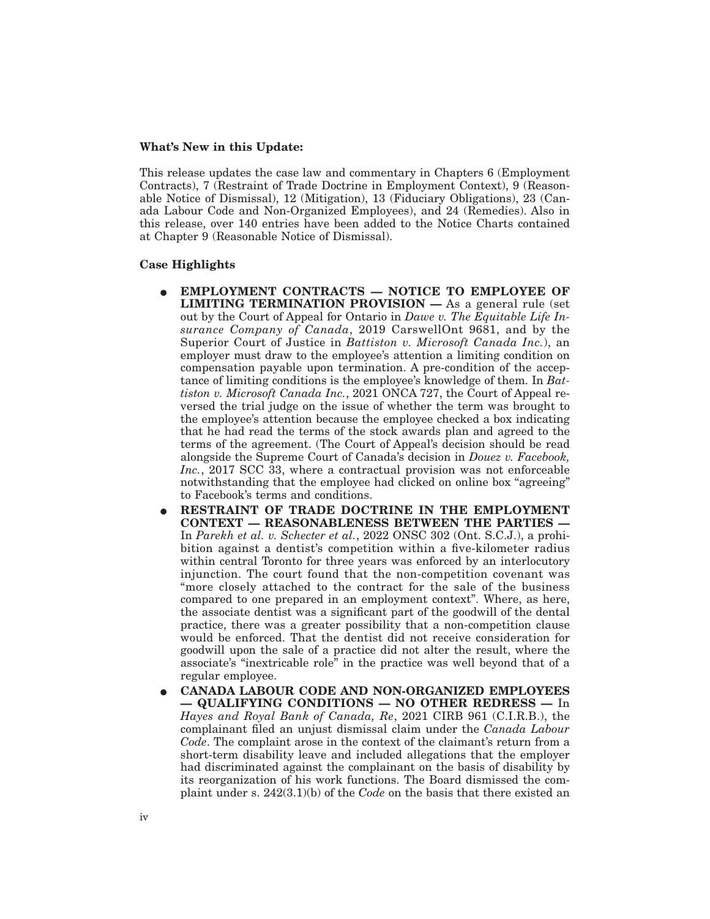**What's New in this Update:**

This release updates the case law and commentary in Chapters 6 (Employment Contracts), 7 (Restraint of Trade Doctrine in Employment Context), 9 (Reasonable Notice of Dismissal), 12 (Mitigation), 13 (Fiduciary Obligations), 23 (Canada Labour Code and Non-Organized Employees), and 24 (Remedies). Also in this release, over 140 entries have been added to the Notice Charts contained at Chapter 9 (Reasonable Notice of Dismissal).

**Case Highlights**

- **EMPLOYMENT CONTRACTS — NOTICE TO EMPLOYEE OF LIMITING TERMINATION PROVISION —** As a general rule (set out by the Court of Appeal for Ontario in *Dawe v. The Equitable Life Insurance Company of Canada*, 2019 CarswellOnt 9681, and by the Superior Court of Justice in *Battiston v. Microsoft Canada Inc.*), an employer must draw to the employee's attention a limiting condition on compensation payable upon termination. A pre-condition of the acceptance of limiting conditions is the employee's knowledge of them. In *Battiston v. Microsoft Canada Inc.*, 2021 ONCA 727, the Court of Appeal reversed the trial judge on the issue of whether the term was brought to the employee's attention because the employee checked a box indicating that he had read the terms of the stock awards plan and agreed to the terms of the agreement. (The Court of Appeal's decision should be read alongside the Supreme Court of Canada's decision in *Douez v. Facebook, Inc.*, 2017 SCC 33, where a contractual provision was not enforceable notwithstanding that the employee had clicked on online box "agreeing" to Facebook's terms and conditions.
- **RESTRAINT OF TRADE DOCTRINE IN THE EMPLOYMENT CONTEXT — REASONABLENESS BETWEEN THE PARTIES —** In *Parekh et al. v. Schecter et al.*, 2022 ONSC 302 (Ont. S.C.J.), a prohibition against a dentist's competition within a five-kilometer radius within central Toronto for three years was enforced by an interlocutory injunction. The court found that the non-competition covenant was "more closely attached to the contract for the sale of the business compared to one prepared in an employment context". Where, as here, the associate dentist was a significant part of the goodwill of the dental practice, there was a greater possibility that a non-competition clause would be enforced. That the dentist did not receive consideration for goodwill upon the sale of a practice did not alter the result, where the associate's "inextricable role" in the practice was well beyond that of a regular employee.
- **CANADA LABOUR CODE AND NON-ORGANIZED EMPLOYEES — QUALIFYING CONDITIONS — NO OTHER REDRESS —** In *Hayes and Royal Bank of Canada, Re*, 2021 CIRB 961 (C.I.R.B.), the complainant filed an unjust dismissal claim under the *Canada Labour Code*. The complaint arose in the context of the claimant's return from a short-term disability leave and included allegations that the employer had discriminated against the complainant on the basis of disability by its reorganization of his work functions. The Board dismissed the complaint under s. 242(3.1)(b) of the *Code* on the basis that there existed an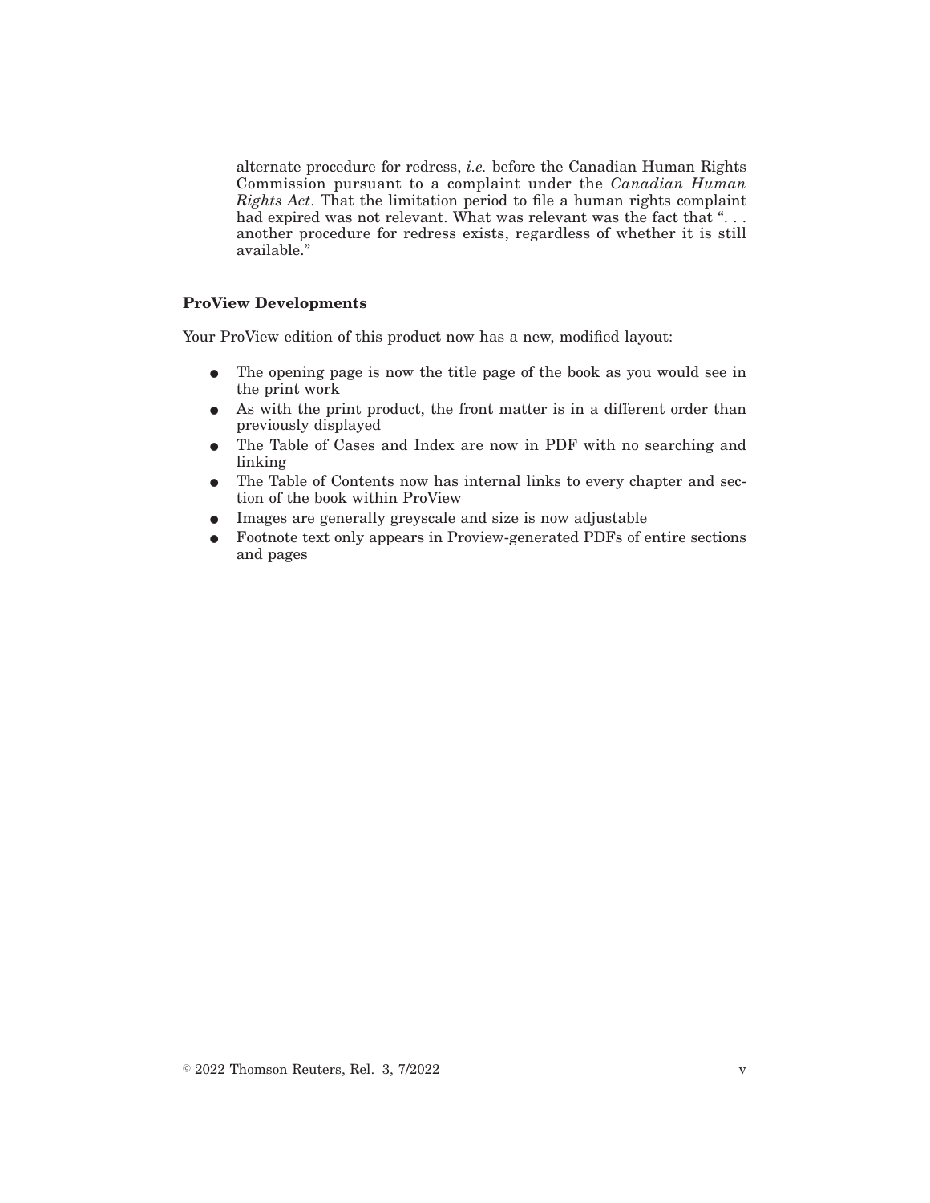alternate procedure for redress, *i.e.* before the Canadian Human Rights Commission pursuant to a complaint under the *Canadian Human Rights Act*. That the limitation period to file a human rights complaint had expired was not relevant. What was relevant was the fact that ". . . another procedure for redress exists, regardless of whether it is still available."

**ProView Developments**

Your ProView edition of this product now has a new, modified layout:

- The opening page is now the title page of the book as you would see in the print work
- As with the print product, the front matter is in a different order than previously displayed
- The Table of Cases and Index are now in PDF with no searching and linking
- The Table of Contents now has internal links to every chapter and section of the book within ProView
- Images are generally greyscale and size is now adjustable
- Footnote text only appears in Proview-generated PDFs of entire sections and pages